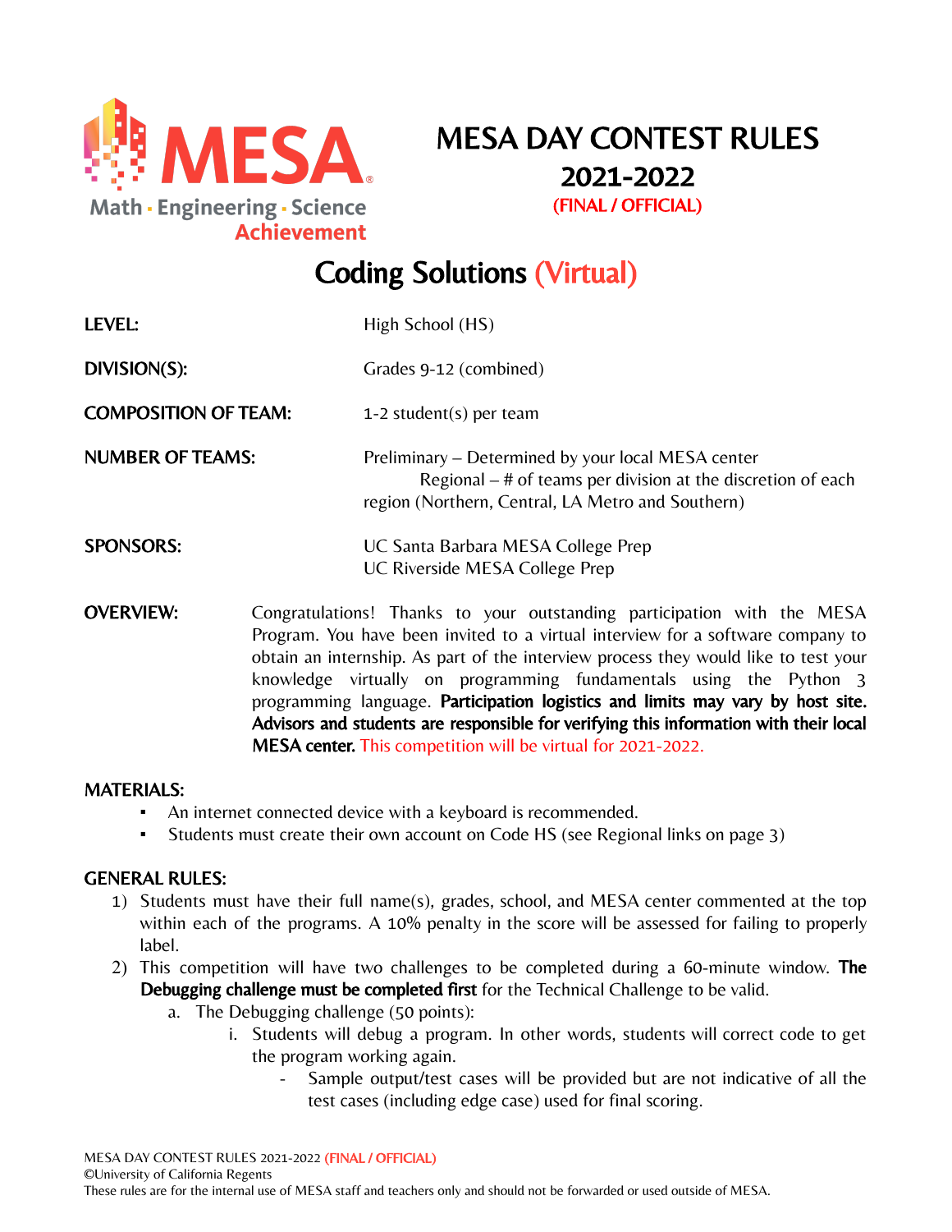MESA
Math · Engineering · Science
Achievement

# MESA DAY CONTEST RULES 2021-2022

(FINAL / OFFICIAL)

## Coding Solutions (Virtual)

**LEVEL:** High School (HS)

**DIVISION(S):** Grades 9-12 (combined)

**COMPOSITION OF TEAM:** 1-2 student(s) per team

**NUMBER OF TEAMS:** Preliminary – Determined by your local MESA center
Regional – # of teams per division at the discretion of each region (Northern, Central, LA Metro and Southern)

**SPONSORS:** UC Santa Barbara MESA College Prep
UC Riverside MESA College Prep

**OVERVIEW:** Congratulations! Thanks to your outstanding participation with the MESA Program. You have been invited to a virtual interview for a software company to obtain an internship. As part of the interview process they would like to test your knowledge virtually on programming fundamentals using the Python 3 programming language. **Participation logistics and limits may vary by host site. Advisors and students are responsible for verifying this information with their local MESA center.** This competition will be virtual for 2021-2022.

### MATERIALS:

- An internet connected device with a keyboard is recommended.
- Students must create their own account on Code HS (see Regional links on page 3)

### GENERAL RULES:

1) Students must have their full name(s), grades, school, and MESA center commented at the top within each of the programs. A 10% penalty in the score will be assessed for failing to properly label.
2) This competition will have two challenges to be completed during a 60-minute window. **The Debugging challenge must be completed first** for the Technical Challenge to be valid.
   a. The Debugging challenge (50 points):
      i. Students will debug a program. In other words, students will correct code to get the program working again.
         - Sample output/test cases will be provided but are not indicative of all the test cases (including edge case) used for final scoring.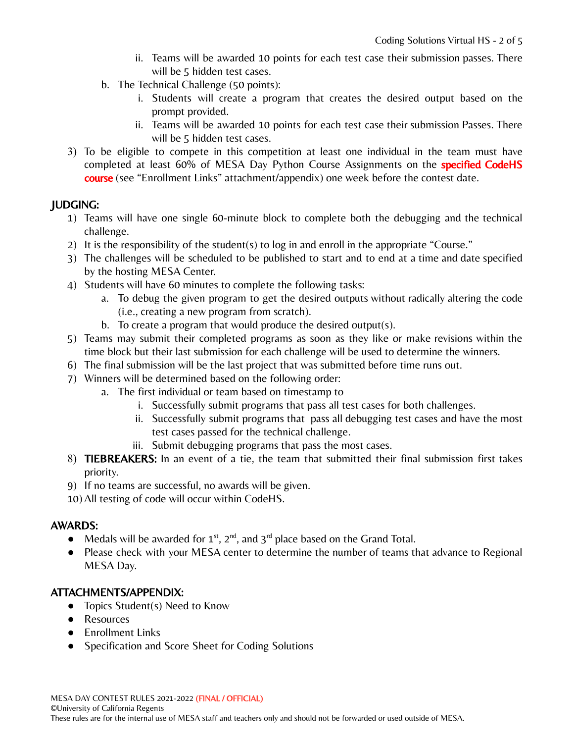ii. Teams will be awarded 10 points for each test case their submission passes. There will be 5 hidden test cases.

    b. The Technical Challenge (50 points):
        i. Students will create a program that creates the desired output based on the prompt provided.
        ii. Teams will be awarded 10 points for each test case their submission Passes. There will be 5 hidden test cases.

3) To be eligible to compete in this competition at least one individual in the team must have completed at least 60% of MESA Day Python Course Assignments on the **specified CodeHS course** (see "Enrollment Links" attachment/appendix) one week before the contest date.

## JUDGING:

1) Teams will have one single 60-minute block to complete both the debugging and the technical challenge.
2) It is the responsibility of the student(s) to log in and enroll in the appropriate "Course."
3) The challenges will be scheduled to be published to start and to end at a time and date specified by the hosting MESA Center.
4) Students will have 60 minutes to complete the following tasks:
    a. To debug the given program to get the desired outputs without radically altering the code (i.e., creating a new program from scratch).
    b. To create a program that would produce the desired output(s).
5) Teams may submit their completed programs as soon as they like or make revisions within the time block but their last submission for each challenge will be used to determine the winners.
6) The final submission will be the last project that was submitted before time runs out.
7) Winners will be determined based on the following order:
    a. The first individual or team based on timestamp to
        i. Successfully submit programs that pass all test cases for both challenges.
        ii. Successfully submit programs that pass all debugging test cases and have the most test cases passed for the technical challenge.
        iii. Submit debugging programs that pass the most cases.
8) **TIEBREAKERS:** In an event of a tie, the team that submitted their final submission first takes priority.
9) If no teams are successful, no awards will be given.
10) All testing of code will occur within CodeHS.

## AWARDS:

- Medals will be awarded for 1st, 2nd, and 3rd place based on the Grand Total.
- Please check with your MESA center to determine the number of teams that advance to Regional MESA Day.

## ATTACHMENTS/APPENDIX:

- Topics Student(s) Need to Know
- Resources
- Enrollment Links
- Specification and Score Sheet for Coding Solutions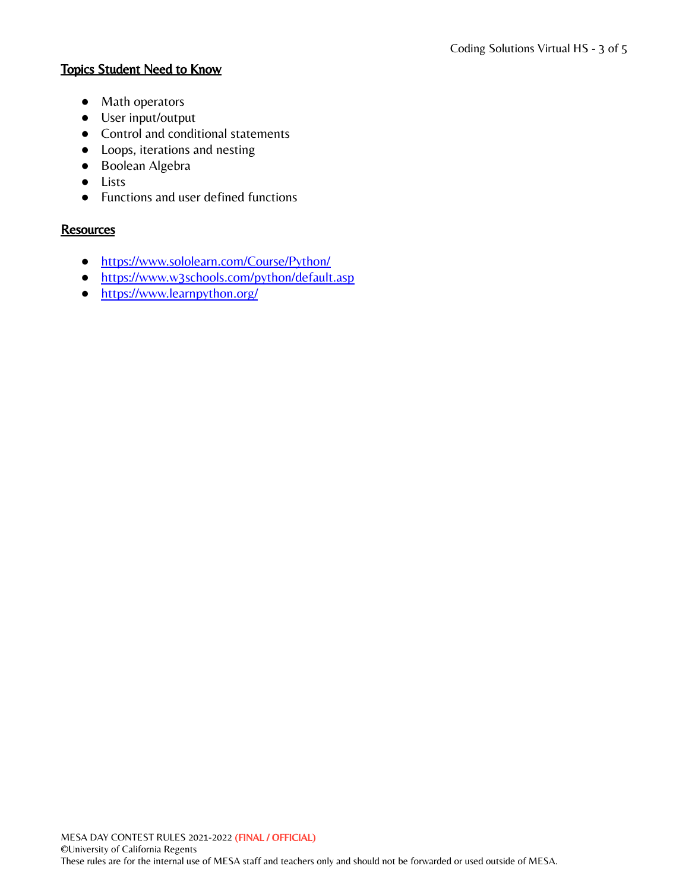## Topics Student Need to Know

- Math operators
- User input/output
- Control and conditional statements
- Loops, iterations and nesting
- Boolean Algebra
- Lists
- Functions and user defined functions

## Resources

- https://www.sololearn.com/Course/Python/
- https://www.w3schools.com/python/default.asp
- https://www.learnpython.org/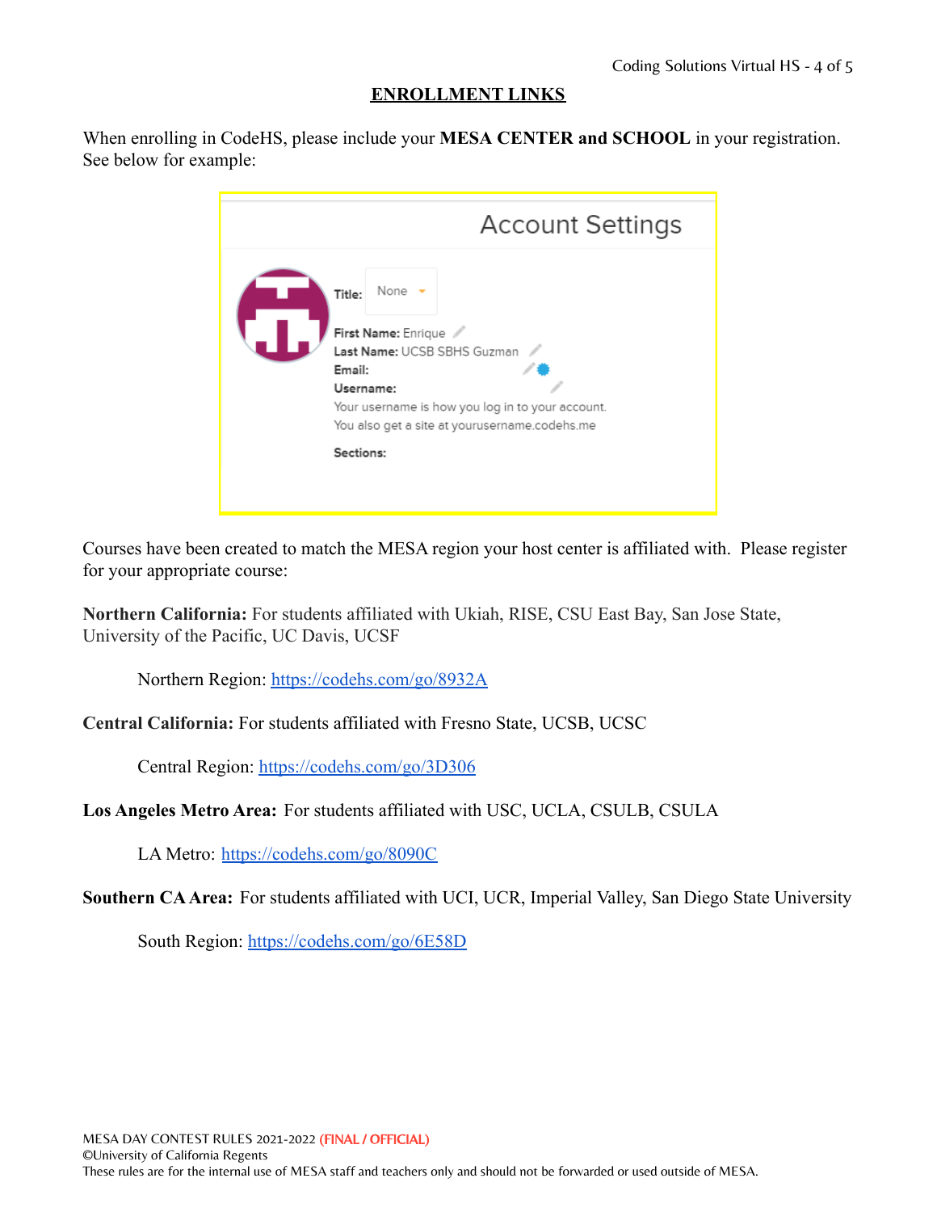## ENROLLMENT LINKS

When enrolling in CodeHS, please include your **MESA CENTER and SCHOOL** in your registration. See below for example:

Account Settings

**Title:** None

**First Name:** Enrique
**Last Name:** UCSB SBHS Guzman
**Email:**
**Username:**
Your username is how you log in to your account.
You also get a site at yourusername.codehs.me

**Sections:**

Courses have been created to match the MESA region your host center is affiliated with. Please register for your appropriate course:

**Northern California:** For students affiliated with Ukiah, RISE, CSU East Bay, San Jose State, University of the Pacific, UC Davis, UCSF

Northern Region: https://codehs.com/go/8932A

**Central California:** For students affiliated with Fresno State, UCSB, UCSC

Central Region: https://codehs.com/go/3D306

**Los Angeles Metro Area:** For students affiliated with USC, UCLA, CSULB, CSULA

LA Metro: https://codehs.com/go/8090C

**Southern CA Area:** For students affiliated with UCI, UCR, Imperial Valley, San Diego State University

South Region: https://codehs.com/go/6E58D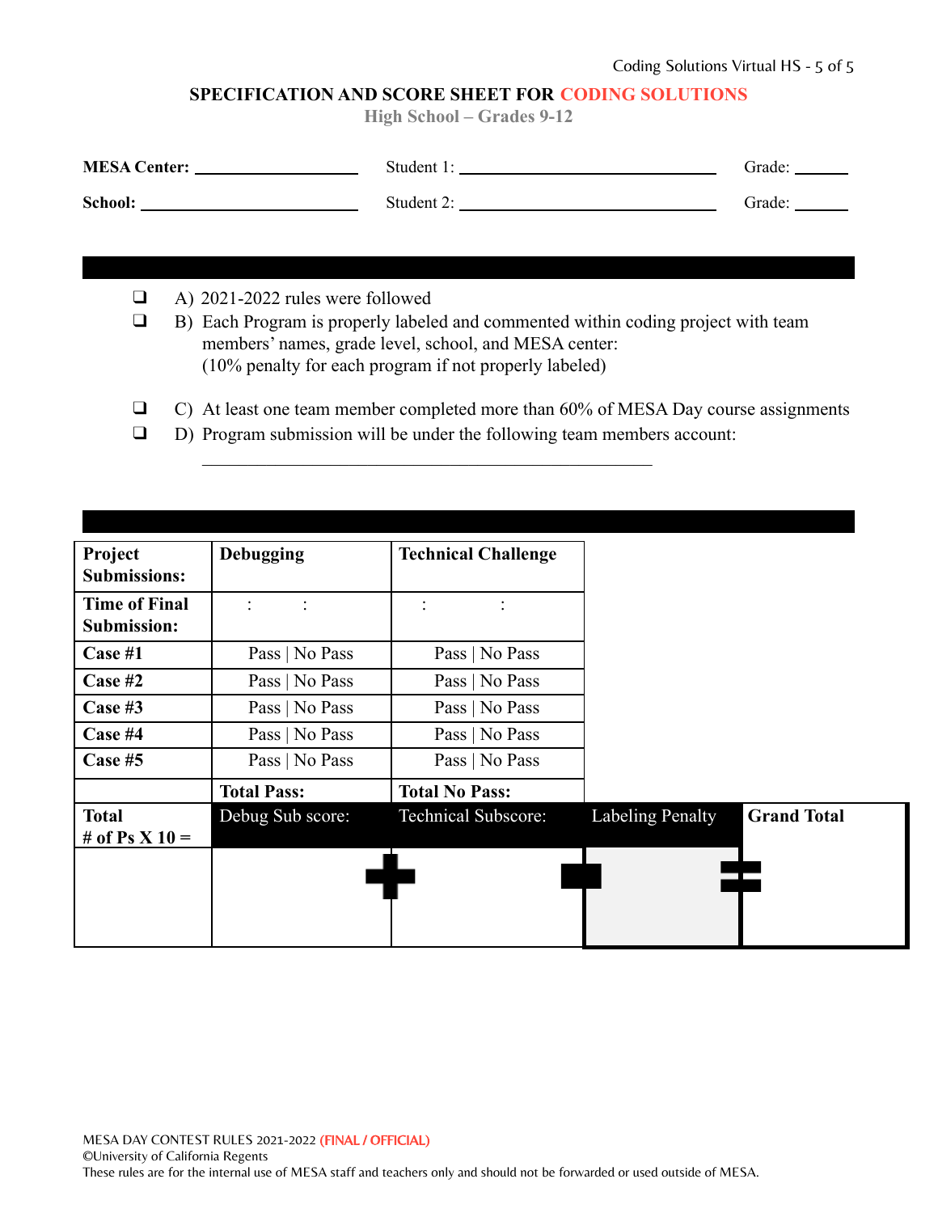**SPECIFICATION AND SCORE SHEET FOR CODING SOLUTIONS**

**High School – Grades 9-12**

**MESA Center:** ____________________ Student 1: ______________________________ Grade: ______

**School:** ______________________ Student 2: ______________________________ Grade: ______

- ❑ A) 2021-2022 rules were followed
- ❑ B) Each Program is properly labeled and commented within coding project with team members' names, grade level, school, and MESA center:
  (10% penalty for each program if not properly labeled)
- ❑ C) At least one team member completed more than 60% of MESA Day course assignments
- ❑ D) Program submission will be under the following team members account:
  ________________________________________________

| **Project Submissions:** | **Debugging** | **Technical Challenge** | | |
|---|---|---|---|---|
| **Time of Final Submission:** | : : | : : | | |
| **Case #1** | Pass \| No Pass | Pass \| No Pass | | |
| **Case #2** | Pass \| No Pass | Pass \| No Pass | | |
| **Case #3** | Pass \| No Pass | Pass \| No Pass | | |
| **Case #4** | Pass \| No Pass | Pass \| No Pass | | |
| **Case #5** | Pass \| No Pass | Pass \| No Pass | | |
| | **Total Pass:** | **Total No Pass:** | | |
| **Total # of Ps X 10 =** | Debug Sub score: | Technical Subscore: | Labeling Penalty | **Grand Total** |
| | + | − | = | |